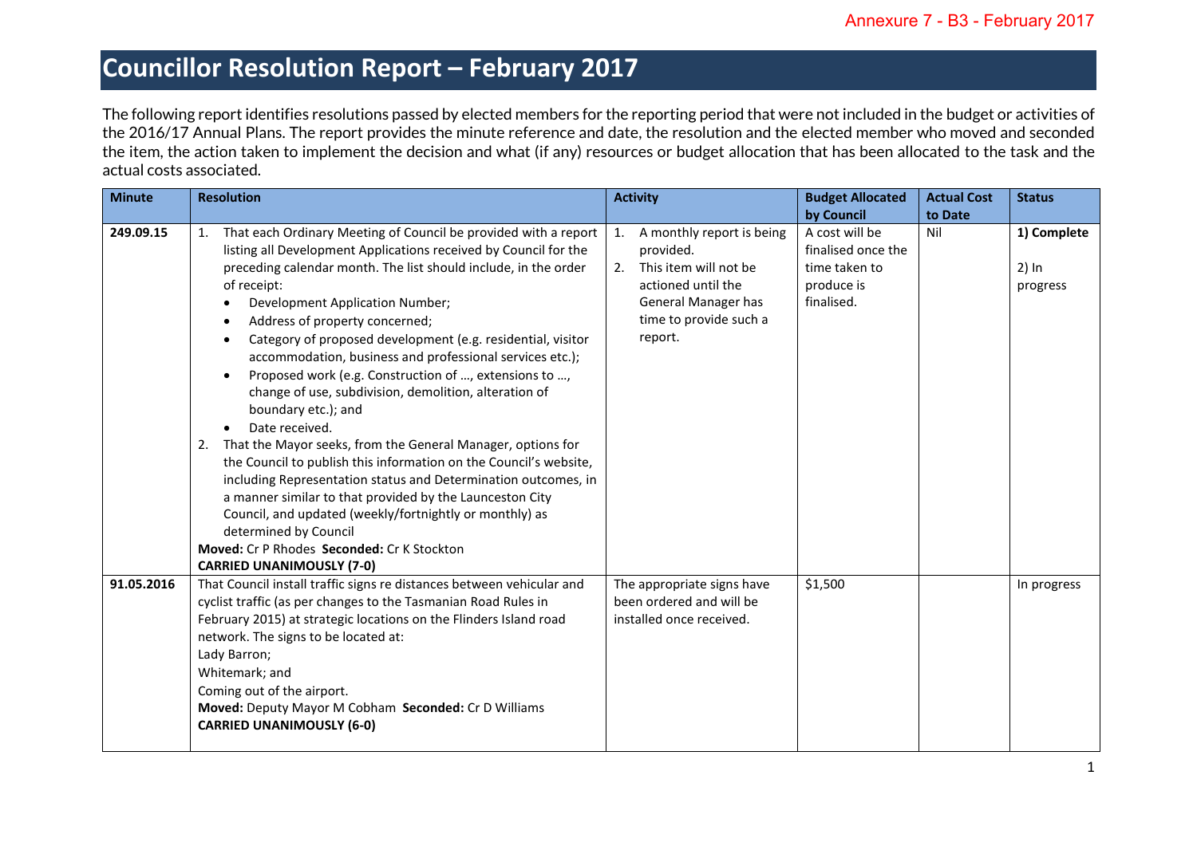Annexure 7 - B3 - February 2017

# Councillor Resolution Report – February 2017

The following report identifies resolutions passed by elected members for the reporting period that were not included in the budget or activities of the 2016/17 Annual Plans. The report provides the minute reference and date, the resolution and the elected member who moved and seconded the item, the action taken to implement the decision and what (if any) resources or budget allocation that has been allocated to the task and the actual costs associated.

| Minute | Resolution | Activity | Budget Allocated by Council | Actual Cost to Date | Status |
|---|---|---|---|---|---|
| **249.09.15** | 1. That each Ordinary Meeting of Council be provided with a report listing all Development Applications received by Council for the preceding calendar month. The list should include, in the order of receipt:<br>• Development Application Number;<br>• Address of property concerned;<br>• Category of proposed development (e.g. residential, visitor accommodation, business and professional services etc.);<br>• Proposed work (e.g. Construction of …, extensions to …, change of use, subdivision, demolition, alteration of boundary etc.); and<br>• Date received.<br>2. That the Mayor seeks, from the General Manager, options for the Council to publish this information on the Council's website, including Representation status and Determination outcomes, in a manner similar to that provided by the Launceston City Council, and updated (weekly/fortnightly or monthly) as determined by Council<br>**Moved:** Cr P Rhodes **Seconded:** Cr K Stockton<br>**CARRIED UNANIMOUSLY (7-0)** | 1. A monthly report is being provided.<br>2. This item will not be actioned until the General Manager has time to provide such a report. | A cost will be finalised once the time taken to produce is finalised. | Nil | **1) Complete**<br><br>2) In progress |
| **91.05.2016** | That Council install traffic signs re distances between vehicular and cyclist traffic (as per changes to the Tasmanian Road Rules in February 2015) at strategic locations on the Flinders Island road network. The signs to be located at:<br>Lady Barron;<br>Whitemark; and<br>Coming out of the airport.<br>**Moved:** Deputy Mayor M Cobham **Seconded:** Cr D Williams<br>**CARRIED UNANIMOUSLY (6-0)** | The appropriate signs have been ordered and will be installed once received. | $1,500 | | In progress |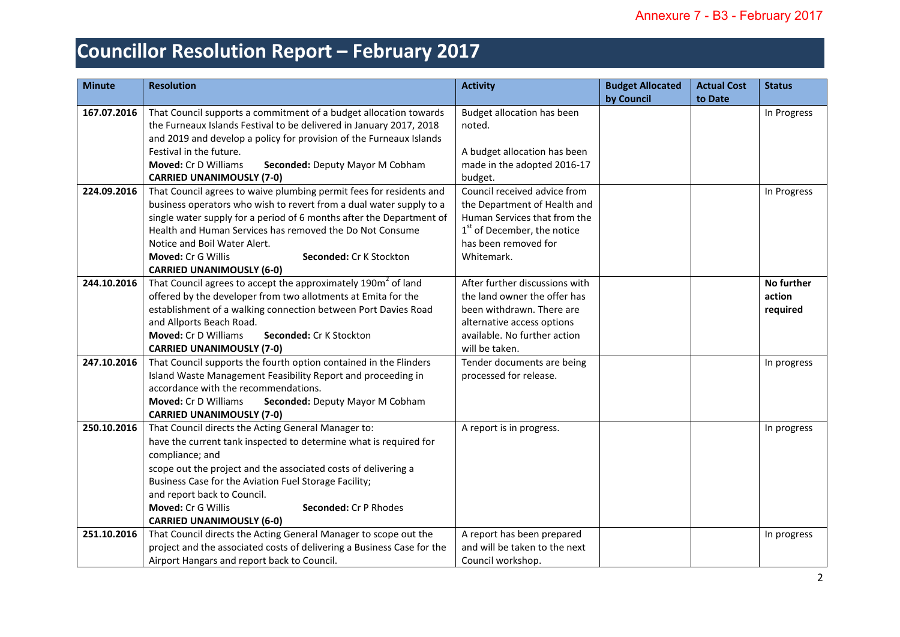Annexure 7 - B3 - February 2017

# Councillor Resolution Report – February 2017

| Minute | Resolution | Activity | Budget Allocated by Council | Actual Cost to Date | Status |
|---|---|---|---|---|---|
| 167.07.2016 | That Council supports a commitment of a budget allocation towards the Furneaux Islands Festival to be delivered in January 2017, 2018 and 2019 and develop a policy for provision of the Furneaux Islands Festival in the future.<br>**Moved:** Cr D Williams **Seconded:** Deputy Mayor M Cobham<br>**CARRIED UNANIMOUSLY (7-0)** | Budget allocation has been noted.<br><br>A budget allocation has been made in the adopted 2016-17 budget. | | | In Progress |
| 224.09.2016 | That Council agrees to waive plumbing permit fees for residents and business operators who wish to revert from a dual water supply to a single water supply for a period of 6 months after the Department of Health and Human Services has removed the Do Not Consume Notice and Boil Water Alert.<br>**Moved:** Cr G Willis **Seconded:** Cr K Stockton<br>**CARRIED UNANIMOUSLY (6-0)** | Council received advice from the Department of Health and Human Services that from the 1st of December, the notice has been removed for Whitemark. | | | In Progress |
| 244.10.2016 | That Council agrees to accept the approximately 190m$^2$ of land offered by the developer from two allotments at Emita for the establishment of a walking connection between Port Davies Road and Allports Beach Road.<br>**Moved:** Cr D Williams **Seconded:** Cr K Stockton<br>**CARRIED UNANIMOUSLY (7-0)** | After further discussions with the land owner the offer has been withdrawn. There are alternative access options available. No further action will be taken. | | | **No further action required** |
| 247.10.2016 | That Council supports the fourth option contained in the Flinders Island Waste Management Feasibility Report and proceeding in accordance with the recommendations.<br>**Moved:** Cr D Williams **Seconded:** Deputy Mayor M Cobham<br>**CARRIED UNANIMOUSLY (7-0)** | Tender documents are being processed for release. | | | In progress |
| 250.10.2016 | That Council directs the Acting General Manager to:<br>have the current tank inspected to determine what is required for compliance; and<br>scope out the project and the associated costs of delivering a Business Case for the Aviation Fuel Storage Facility;<br>and report back to Council.<br>**Moved:** Cr G Willis **Seconded:** Cr P Rhodes<br>**CARRIED UNANIMOUSLY (6-0)** | A report is in progress. | | | In progress |
| 251.10.2016 | That Council directs the Acting General Manager to scope out the project and the associated costs of delivering a Business Case for the Airport Hangars and report back to Council. | A report has been prepared and will be taken to the next Council workshop. | | | In progress |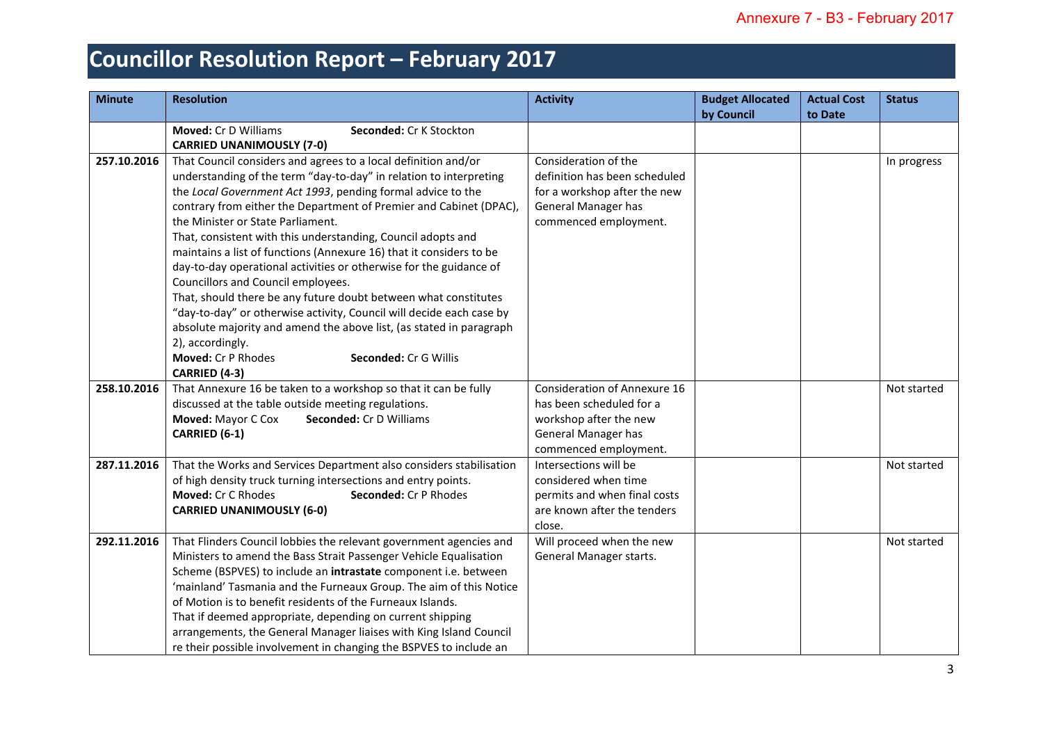# Councillor Resolution Report – February 2017

| Minute | Resolution | Activity | Budget Allocated by Council | Actual Cost to Date | Status |
|---|---|---|---|---|---|
| | **Moved:** Cr D Williams **Seconded:** Cr K Stockton<br>**CARRIED UNANIMOUSLY (7-0)** | | | | |
| 257.10.2016 | That Council considers and agrees to a local definition and/or understanding of the term "day-to-day" in relation to interpreting the *Local Government Act 1993*, pending formal advice to the contrary from either the Department of Premier and Cabinet (DPAC), the Minister or State Parliament.<br>That, consistent with this understanding, Council adopts and maintains a list of functions (Annexure 16) that it considers to be day-to-day operational activities or otherwise for the guidance of Councillors and Council employees.<br>That, should there be any future doubt between what constitutes "day-to-day" or otherwise activity, Council will decide each case by absolute majority and amend the above list, (as stated in paragraph 2), accordingly.<br>**Moved:** Cr P Rhodes **Seconded:** Cr G Willis<br>**CARRIED (4-3)** | Consideration of the definition has been scheduled for a workshop after the new General Manager has commenced employment. | | | In progress |
| 258.10.2016 | That Annexure 16 be taken to a workshop so that it can be fully discussed at the table outside meeting regulations.<br>**Moved:** Mayor C Cox **Seconded:** Cr D Williams<br>**CARRIED (6-1)** | Consideration of Annexure 16 has been scheduled for a workshop after the new General Manager has commenced employment. | | | Not started |
| 287.11.2016 | That the Works and Services Department also considers stabilisation of high density truck turning intersections and entry points.<br>**Moved:** Cr C Rhodes **Seconded:** Cr P Rhodes<br>**CARRIED UNANIMOUSLY (6-0)** | Intersections will be considered when time permits and when final costs are known after the tenders close. | | | Not started |
| 292.11.2016 | That Flinders Council lobbies the relevant government agencies and Ministers to amend the Bass Strait Passenger Vehicle Equalisation Scheme (BSPVES) to include an **intrastate** component i.e. between 'mainland' Tasmania and the Furneaux Group. The aim of this Notice of Motion is to benefit residents of the Furneaux Islands.<br>That if deemed appropriate, depending on current shipping arrangements, the General Manager liaises with King Island Council re their possible involvement in changing the BSPVES to include an | Will proceed when the new General Manager starts. | | | Not started |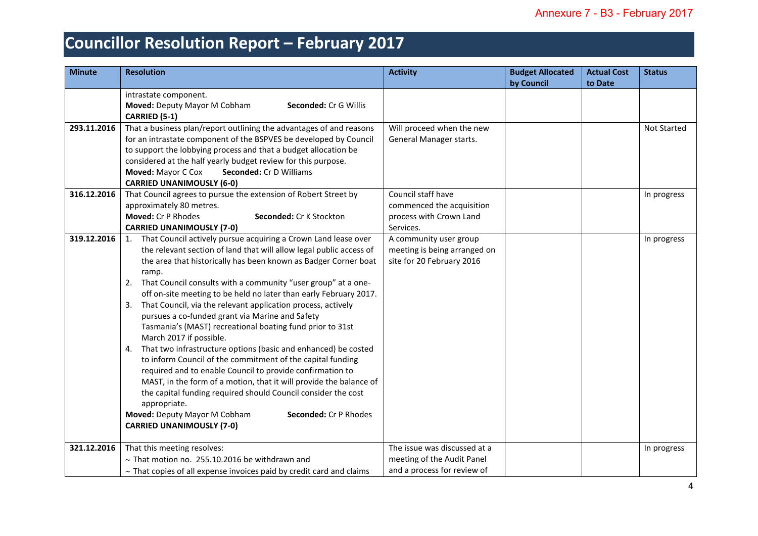Annexure 7 - B3 - February 2017

# Councillor Resolution Report – February 2017

| Minute | Resolution | Activity | Budget Allocated by Council | Actual Cost to Date | Status |
|---|---|---|---|---|---|
| | intrastate component.<br>**Moved:** Deputy Mayor M Cobham **Seconded:** Cr G Willis<br>**CARRIED (5-1)** | | | | |
| **293.11.2016** | That a business plan/report outlining the advantages of and reasons for an intrastate component of the BSPVES be developed by Council to support the lobbying process and that a budget allocation be considered at the half yearly budget review for this purpose.<br>**Moved:** Mayor C Cox **Seconded:** Cr D Williams<br>**CARRIED UNANIMOUSLY (6-0)** | Will proceed when the new General Manager starts. | | | Not Started |
| **316.12.2016** | That Council agrees to pursue the extension of Robert Street by approximately 80 metres.<br>**Moved:** Cr P Rhodes **Seconded:** Cr K Stockton<br>**CARRIED UNANIMOUSLY (7-0)** | Council staff have commenced the acquisition process with Crown Land Services. | | | In progress |
| **319.12.2016** | 1. That Council actively pursue acquiring a Crown Land lease over the relevant section of land that will allow legal public access of the area that historically has been known as Badger Corner boat ramp.<br>2. That Council consults with a community "user group" at a one-off on-site meeting to be held no later than early February 2017.<br>3. That Council, via the relevant application process, actively pursues a co-funded grant via Marine and Safety Tasmania's (MAST) recreational boating fund prior to 31st March 2017 if possible.<br>4. That two infrastructure options (basic and enhanced) be costed to inform Council of the commitment of the capital funding required and to enable Council to provide confirmation to MAST, in the form of a motion, that it will provide the balance of the capital funding required should Council consider the cost appropriate.<br>**Moved:** Deputy Mayor M Cobham **Seconded:** Cr P Rhodes<br>**CARRIED UNANIMOUSLY (7-0)** | A community user group meeting is being arranged on site for 20 February 2016 | | | In progress |
| **321.12.2016** | That this meeting resolves:<br>~ That motion no. 255.10.2016 be withdrawn and<br>~ That copies of all expense invoices paid by credit card and claims | The issue was discussed at a meeting of the Audit Panel and a process for review of | | | In progress |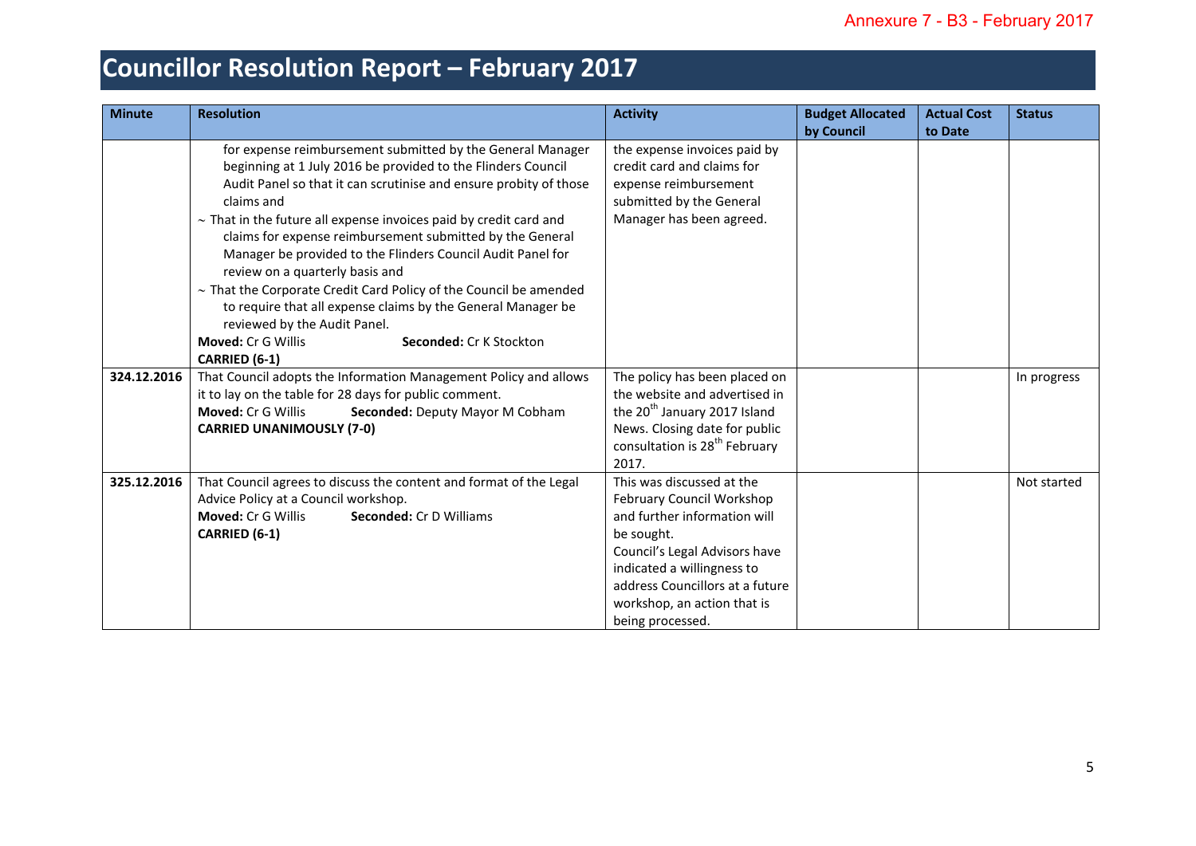Annexure 7 - B3 - February 2017

# Councillor Resolution Report – February 2017

| Minute | Resolution | Activity | Budget Allocated by Council | Actual Cost to Date | Status |
|---|---|---|---|---|---|
| | for expense reimbursement submitted by the General Manager beginning at 1 July 2016 be provided to the Flinders Council Audit Panel so that it can scrutinise and ensure probity of those claims and<br>~ That in the future all expense invoices paid by credit card and claims for expense reimbursement submitted by the General Manager be provided to the Flinders Council Audit Panel for review on a quarterly basis and<br>~ That the Corporate Credit Card Policy of the Council be amended to require that all expense claims by the General Manager be reviewed by the Audit Panel.<br>**Moved:** Cr G Willis **Seconded:** Cr K Stockton<br>**CARRIED (6-1)** | the expense invoices paid by credit card and claims for expense reimbursement submitted by the General Manager has been agreed. | | | |
| **324.12.2016** | That Council adopts the Information Management Policy and allows it to lay on the table for 28 days for public comment.<br>**Moved:** Cr G Willis **Seconded:** Deputy Mayor M Cobham<br>**CARRIED UNANIMOUSLY (7-0)** | The policy has been placed on the website and advertised in the 20th January 2017 Island News. Closing date for public consultation is 28th February 2017. | | | In progress |
| **325.12.2016** | That Council agrees to discuss the content and format of the Legal Advice Policy at a Council workshop.<br>**Moved:** Cr G Willis **Seconded:** Cr D Williams<br>**CARRIED (6-1)** | This was discussed at the February Council Workshop and further information will be sought.<br>Council's Legal Advisors have indicated a willingness to address Councillors at a future workshop, an action that is being processed. | | | Not started |